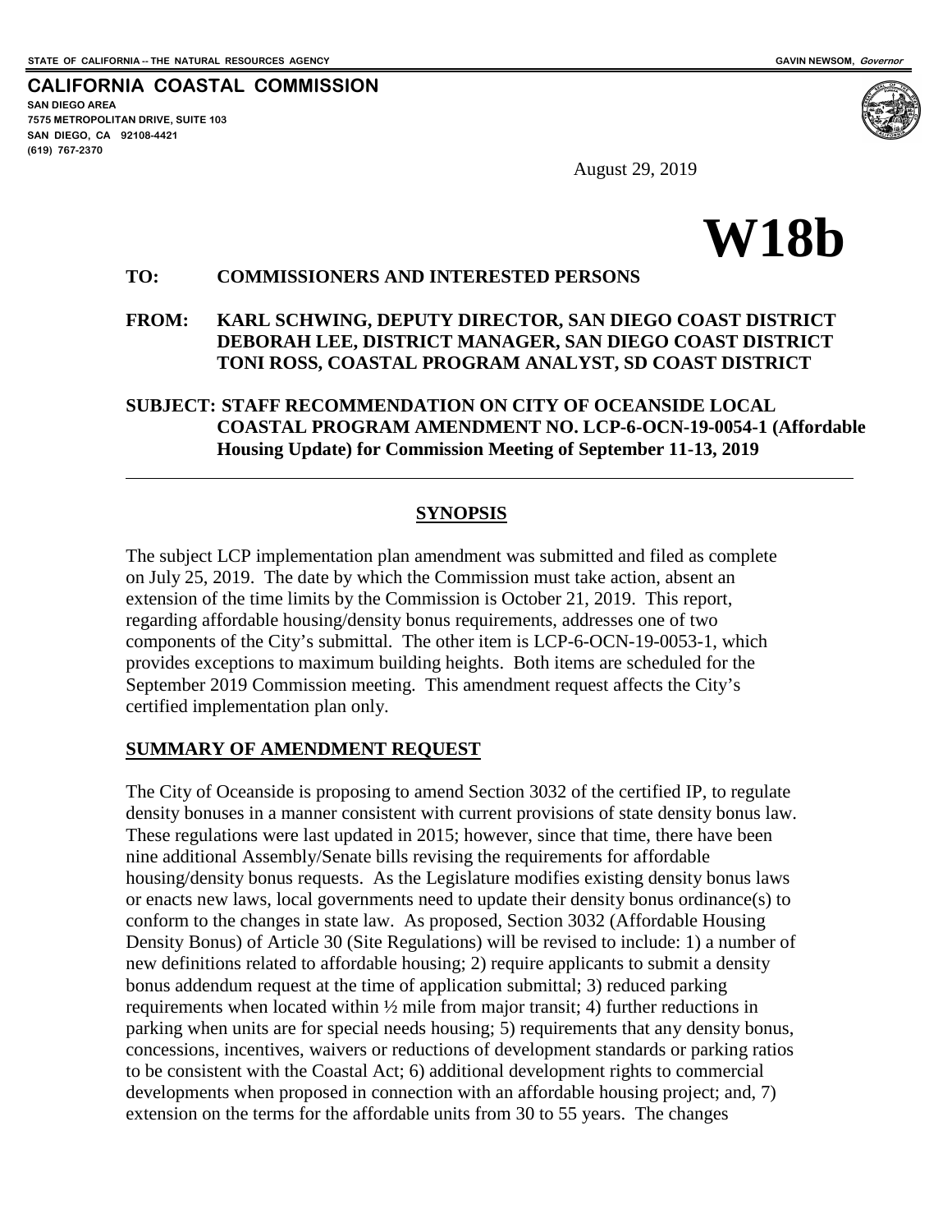STATE OF CALIFORNIA -- THE NATURAL RESOURCES AGENCY

GAVIN NEWSOM, *Governor*

**CALIFORNIA COASTAL COMMISSION**
**SAN DIEGO AREA**
**7575 METROPOLITAN DRIVE, SUITE 103**
**SAN DIEGO, CA 92108-4421**
**(619) 767-2370**

August 29, 2019

# W18b

**TO: COMMISSIONERS AND INTERESTED PERSONS**

**FROM: KARL SCHWING, DEPUTY DIRECTOR, SAN DIEGO COAST DISTRICT**
**DEBORAH LEE, DISTRICT MANAGER, SAN DIEGO COAST DISTRICT**
**TONI ROSS, COASTAL PROGRAM ANALYST, SD COAST DISTRICT**

**SUBJECT: STAFF RECOMMENDATION ON CITY OF OCEANSIDE LOCAL COASTAL PROGRAM AMENDMENT NO. LCP-6-OCN-19-0054-1 (Affordable Housing Update) for Commission Meeting of September 11-13, 2019**

---

## SYNOPSIS

The subject LCP implementation plan amendment was submitted and filed as complete on July 25, 2019. The date by which the Commission must take action, absent an extension of the time limits by the Commission is October 21, 2019. This report, regarding affordable housing/density bonus requirements, addresses one of two components of the City's submittal. The other item is LCP-6-OCN-19-0053-1, which provides exceptions to maximum building heights. Both items are scheduled for the September 2019 Commission meeting. This amendment request affects the City's certified implementation plan only.

## SUMMARY OF AMENDMENT REQUEST

The City of Oceanside is proposing to amend Section 3032 of the certified IP, to regulate density bonuses in a manner consistent with current provisions of state density bonus law. These regulations were last updated in 2015; however, since that time, there have been nine additional Assembly/Senate bills revising the requirements for affordable housing/density bonus requests. As the Legislature modifies existing density bonus laws or enacts new laws, local governments need to update their density bonus ordinance(s) to conform to the changes in state law. As proposed, Section 3032 (Affordable Housing Density Bonus) of Article 30 (Site Regulations) will be revised to include: 1) a number of new definitions related to affordable housing; 2) require applicants to submit a density bonus addendum request at the time of application submittal; 3) reduced parking requirements when located within ½ mile from major transit; 4) further reductions in parking when units are for special needs housing; 5) requirements that any density bonus, concessions, incentives, waivers or reductions of development standards or parking ratios to be consistent with the Coastal Act; 6) additional development rights to commercial developments when proposed in connection with an affordable housing project; and, 7) extension on the terms for the affordable units from 30 to 55 years. The changes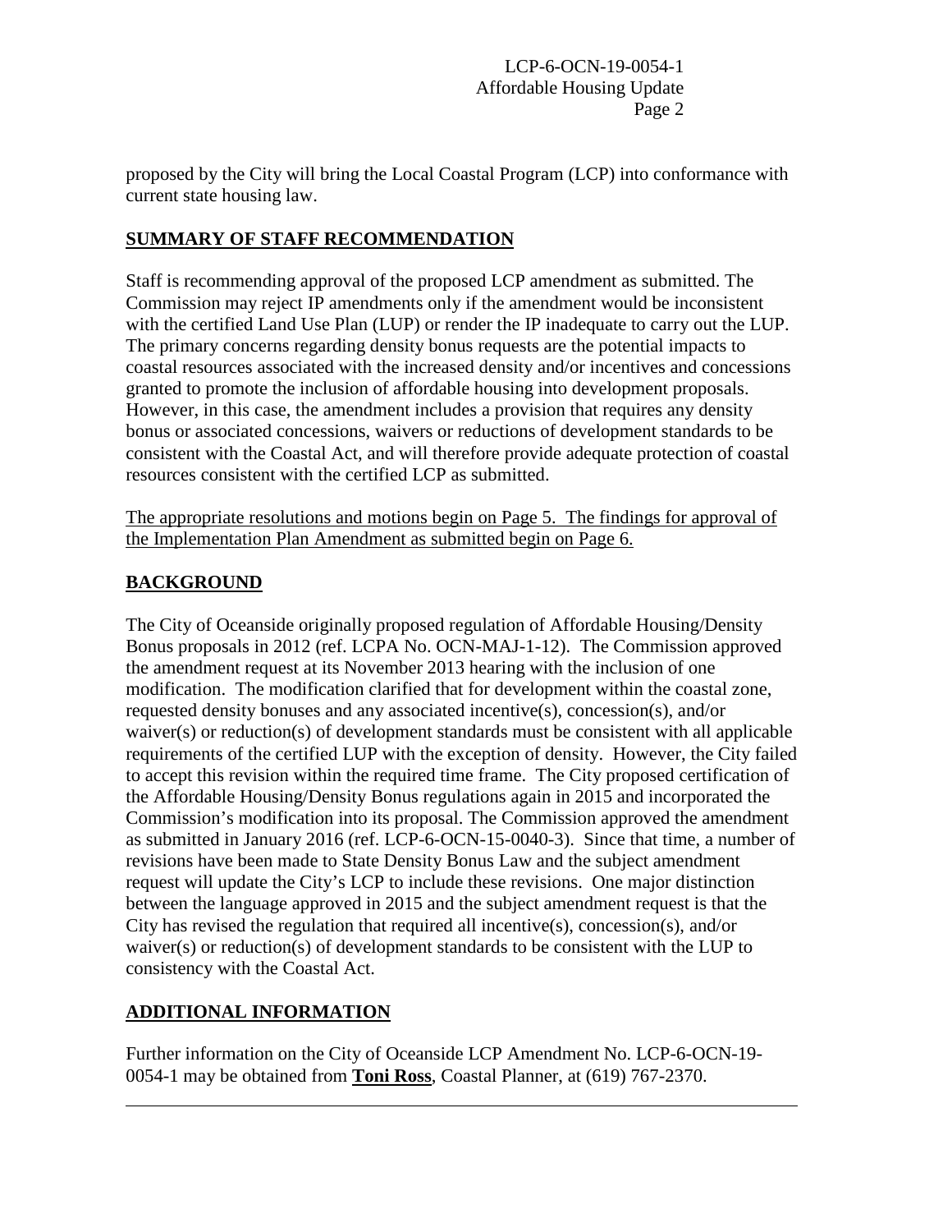proposed by the City will bring the Local Coastal Program (LCP) into conformance with current state housing law.

## SUMMARY OF STAFF RECOMMENDATION

Staff is recommending approval of the proposed LCP amendment as submitted. The Commission may reject IP amendments only if the amendment would be inconsistent with the certified Land Use Plan (LUP) or render the IP inadequate to carry out the LUP. The primary concerns regarding density bonus requests are the potential impacts to coastal resources associated with the increased density and/or incentives and concessions granted to promote the inclusion of affordable housing into development proposals. However, in this case, the amendment includes a provision that requires any density bonus or associated concessions, waivers or reductions of development standards to be consistent with the Coastal Act, and will therefore provide adequate protection of coastal resources consistent with the certified LCP as submitted.

The appropriate resolutions and motions begin on Page 5. The findings for approval of the Implementation Plan Amendment as submitted begin on Page 6.

## BACKGROUND

The City of Oceanside originally proposed regulation of Affordable Housing/Density Bonus proposals in 2012 (ref. LCPA No. OCN-MAJ-1-12). The Commission approved the amendment request at its November 2013 hearing with the inclusion of one modification. The modification clarified that for development within the coastal zone, requested density bonuses and any associated incentive(s), concession(s), and/or waiver(s) or reduction(s) of development standards must be consistent with all applicable requirements of the certified LUP with the exception of density. However, the City failed to accept this revision within the required time frame. The City proposed certification of the Affordable Housing/Density Bonus regulations again in 2015 and incorporated the Commission's modification into its proposal. The Commission approved the amendment as submitted in January 2016 (ref. LCP-6-OCN-15-0040-3). Since that time, a number of revisions have been made to State Density Bonus Law and the subject amendment request will update the City's LCP to include these revisions. One major distinction between the language approved in 2015 and the subject amendment request is that the City has revised the regulation that required all incentive(s), concession(s), and/or waiver(s) or reduction(s) of development standards to be consistent with the LUP to consistency with the Coastal Act.

## ADDITIONAL INFORMATION

Further information on the City of Oceanside LCP Amendment No. LCP-6-OCN-19-0054-1 may be obtained from **Toni Ross**, Coastal Planner, at (619) 767-2370.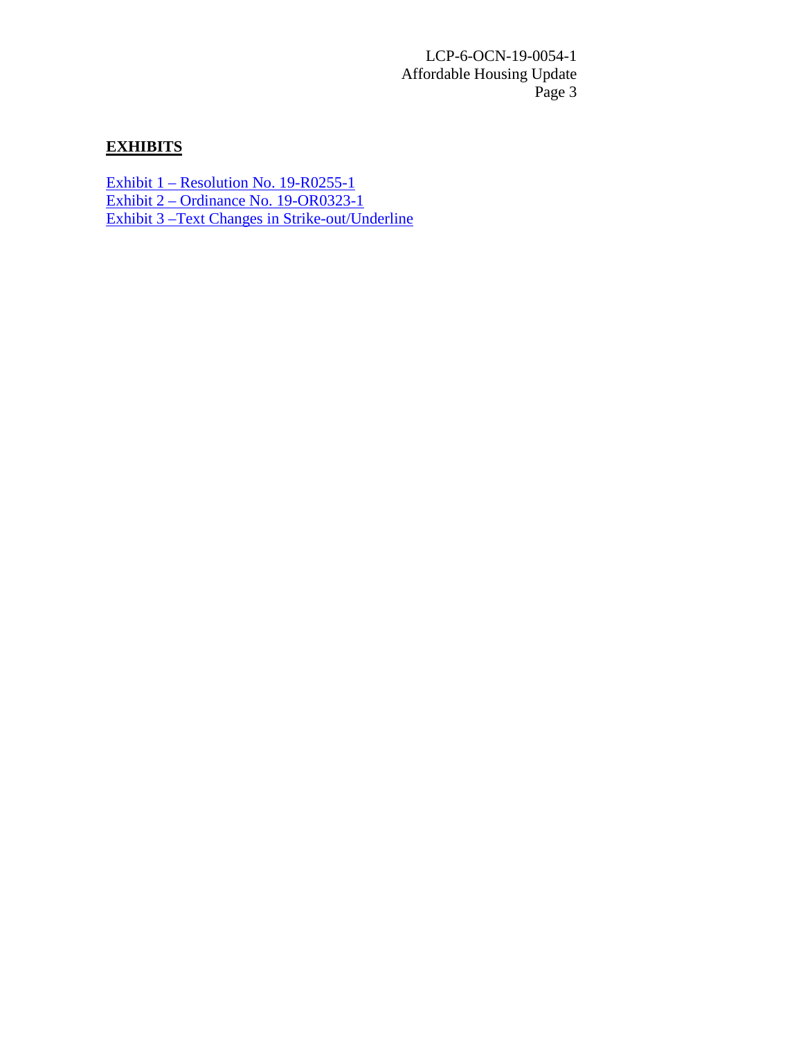## EXHIBITS

Exhibit 1 – Resolution No. 19-R0255-1
Exhibit 2 – Ordinance No. 19-OR0323-1
Exhibit 3 –Text Changes in Strike-out/Underline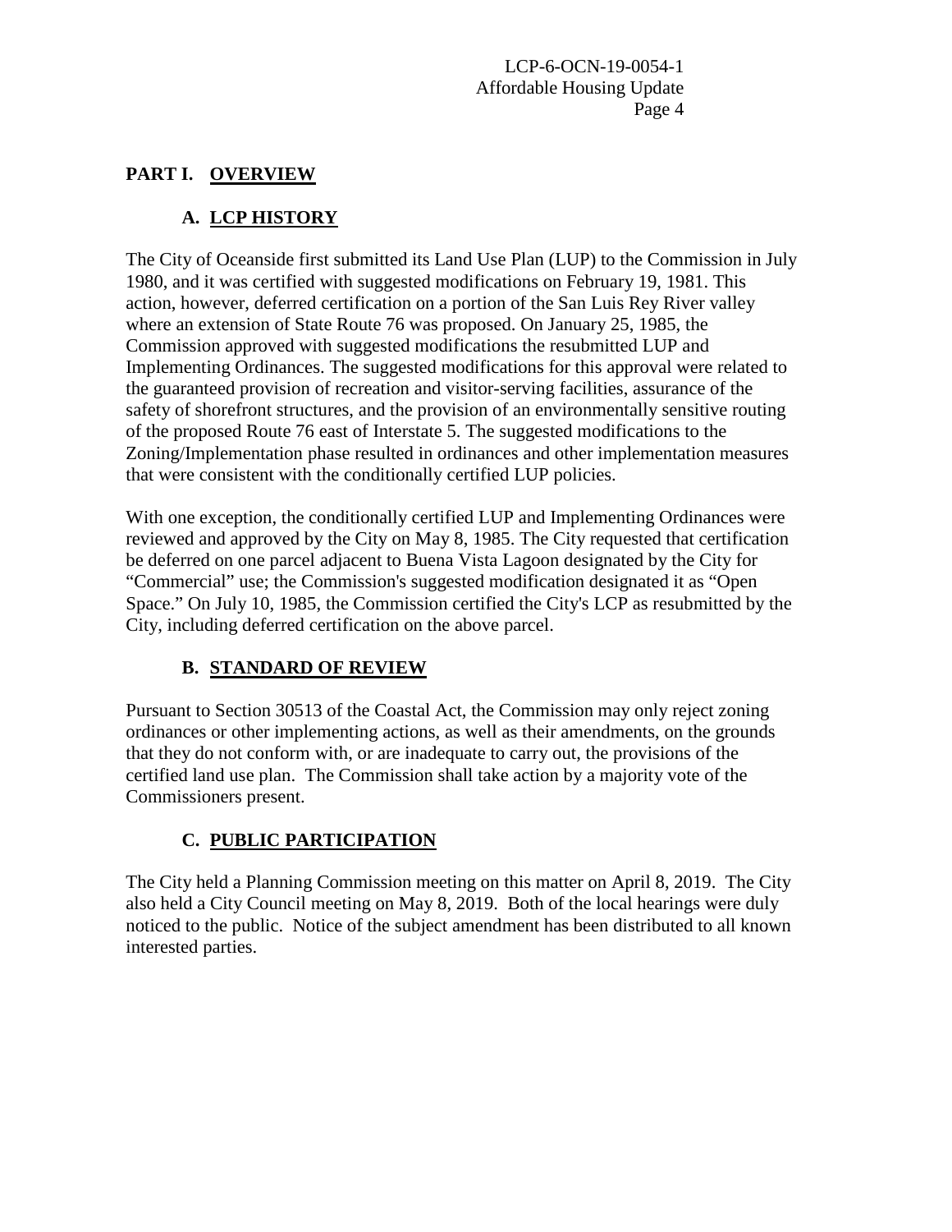## PART I. OVERVIEW

### A. LCP HISTORY

The City of Oceanside first submitted its Land Use Plan (LUP) to the Commission in July 1980, and it was certified with suggested modifications on February 19, 1981. This action, however, deferred certification on a portion of the San Luis Rey River valley where an extension of State Route 76 was proposed. On January 25, 1985, the Commission approved with suggested modifications the resubmitted LUP and Implementing Ordinances. The suggested modifications for this approval were related to the guaranteed provision of recreation and visitor-serving facilities, assurance of the safety of shorefront structures, and the provision of an environmentally sensitive routing of the proposed Route 76 east of Interstate 5. The suggested modifications to the Zoning/Implementation phase resulted in ordinances and other implementation measures that were consistent with the conditionally certified LUP policies.

With one exception, the conditionally certified LUP and Implementing Ordinances were reviewed and approved by the City on May 8, 1985. The City requested that certification be deferred on one parcel adjacent to Buena Vista Lagoon designated by the City for "Commercial" use; the Commission's suggested modification designated it as "Open Space." On July 10, 1985, the Commission certified the City's LCP as resubmitted by the City, including deferred certification on the above parcel.

### B. STANDARD OF REVIEW

Pursuant to Section 30513 of the Coastal Act, the Commission may only reject zoning ordinances or other implementing actions, as well as their amendments, on the grounds that they do not conform with, or are inadequate to carry out, the provisions of the certified land use plan. The Commission shall take action by a majority vote of the Commissioners present.

### C. PUBLIC PARTICIPATION

The City held a Planning Commission meeting on this matter on April 8, 2019. The City also held a City Council meeting on May 8, 2019. Both of the local hearings were duly noticed to the public. Notice of the subject amendment has been distributed to all known interested parties.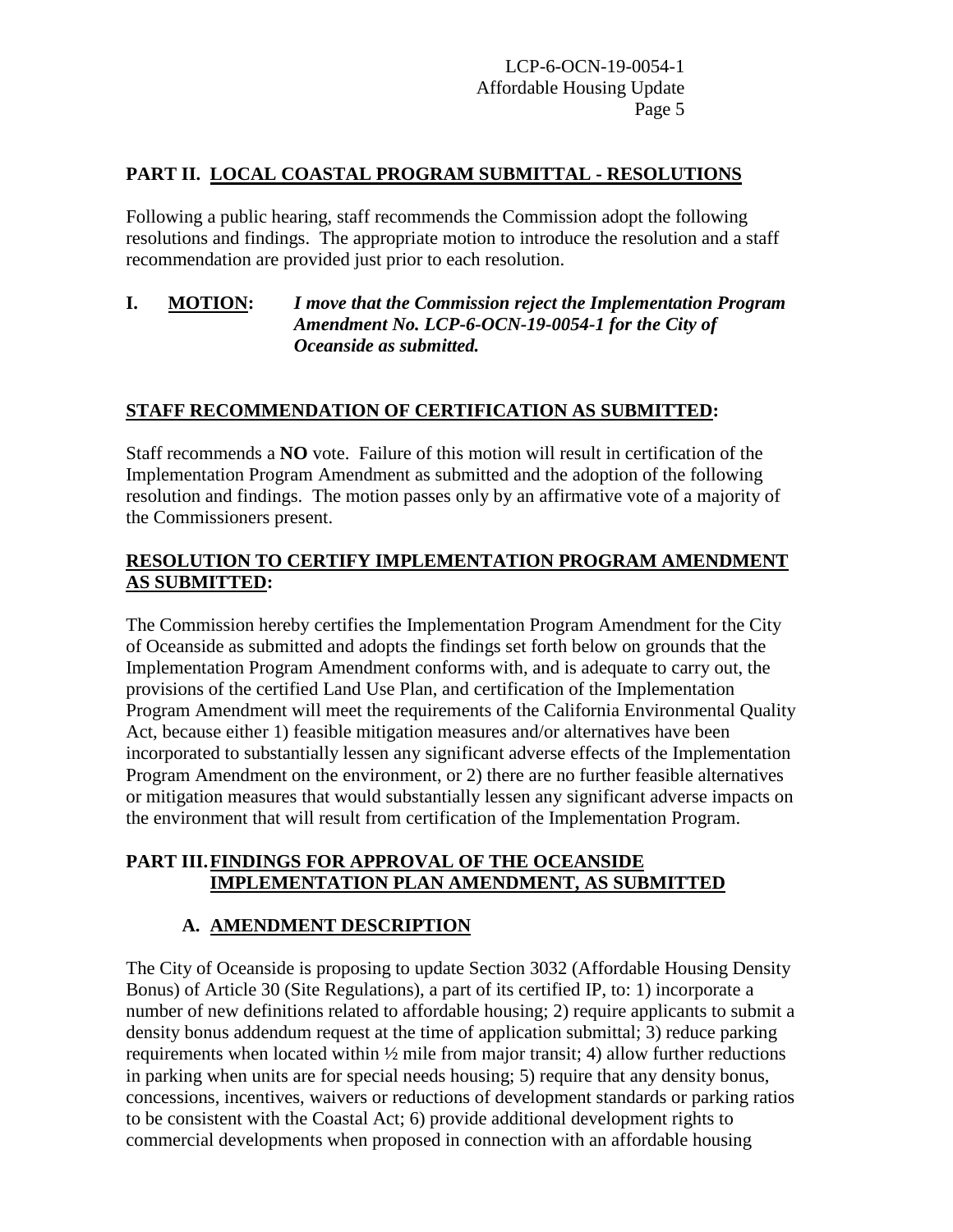## PART II. LOCAL COASTAL PROGRAM SUBMITTAL - RESOLUTIONS

Following a public hearing, staff recommends the Commission adopt the following resolutions and findings. The appropriate motion to introduce the resolution and a staff recommendation are provided just prior to each resolution.

**I. MOTION:** ***I move that the Commission reject the Implementation Program Amendment No. LCP-6-OCN-19-0054-1 for the City of Oceanside as submitted.***

**STAFF RECOMMENDATION OF CERTIFICATION AS SUBMITTED:**

Staff recommends a **NO** vote. Failure of this motion will result in certification of the Implementation Program Amendment as submitted and the adoption of the following resolution and findings. The motion passes only by an affirmative vote of a majority of the Commissioners present.

**RESOLUTION TO CERTIFY IMPLEMENTATION PROGRAM AMENDMENT AS SUBMITTED:**

The Commission hereby certifies the Implementation Program Amendment for the City of Oceanside as submitted and adopts the findings set forth below on grounds that the Implementation Program Amendment conforms with, and is adequate to carry out, the provisions of the certified Land Use Plan, and certification of the Implementation Program Amendment will meet the requirements of the California Environmental Quality Act, because either 1) feasible mitigation measures and/or alternatives have been incorporated to substantially lessen any significant adverse effects of the Implementation Program Amendment on the environment, or 2) there are no further feasible alternatives or mitigation measures that would substantially lessen any significant adverse impacts on the environment that will result from certification of the Implementation Program.

## PART III. FINDINGS FOR APPROVAL OF THE OCEANSIDE IMPLEMENTATION PLAN AMENDMENT, AS SUBMITTED

### A. AMENDMENT DESCRIPTION

The City of Oceanside is proposing to update Section 3032 (Affordable Housing Density Bonus) of Article 30 (Site Regulations), a part of its certified IP, to: 1) incorporate a number of new definitions related to affordable housing; 2) require applicants to submit a density bonus addendum request at the time of application submittal; 3) reduce parking requirements when located within ½ mile from major transit; 4) allow further reductions in parking when units are for special needs housing; 5) require that any density bonus, concessions, incentives, waivers or reductions of development standards or parking ratios to be consistent with the Coastal Act; 6) provide additional development rights to commercial developments when proposed in connection with an affordable housing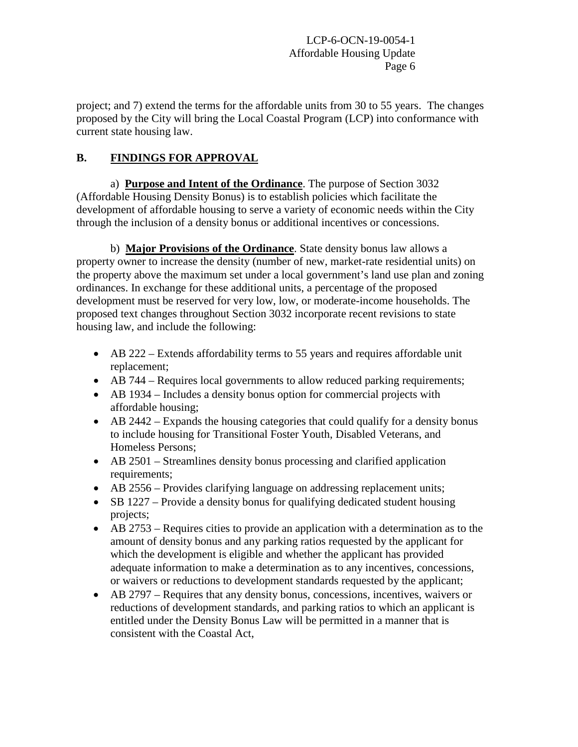project; and 7) extend the terms for the affordable units from 30 to 55 years. The changes proposed by the City will bring the Local Coastal Program (LCP) into conformance with current state housing law.

## B. FINDINGS FOR APPROVAL

a) **Purpose and Intent of the Ordinance**. The purpose of Section 3032 (Affordable Housing Density Bonus) is to establish policies which facilitate the development of affordable housing to serve a variety of economic needs within the City through the inclusion of a density bonus or additional incentives or concessions.

b) **Major Provisions of the Ordinance**. State density bonus law allows a property owner to increase the density (number of new, market-rate residential units) on the property above the maximum set under a local government's land use plan and zoning ordinances. In exchange for these additional units, a percentage of the proposed development must be reserved for very low, low, or moderate-income households. The proposed text changes throughout Section 3032 incorporate recent revisions to state housing law, and include the following:

- AB 222 – Extends affordability terms to 55 years and requires affordable unit replacement;
- AB 744 – Requires local governments to allow reduced parking requirements;
- AB 1934 – Includes a density bonus option for commercial projects with affordable housing;
- AB 2442 – Expands the housing categories that could qualify for a density bonus to include housing for Transitional Foster Youth, Disabled Veterans, and Homeless Persons;
- AB 2501 – Streamlines density bonus processing and clarified application requirements;
- AB 2556 – Provides clarifying language on addressing replacement units;
- SB 1227 – Provide a density bonus for qualifying dedicated student housing projects;
- AB 2753 – Requires cities to provide an application with a determination as to the amount of density bonus and any parking ratios requested by the applicant for which the development is eligible and whether the applicant has provided adequate information to make a determination as to any incentives, concessions, or waivers or reductions to development standards requested by the applicant;
- AB 2797 – Requires that any density bonus, concessions, incentives, waivers or reductions of development standards, and parking ratios to which an applicant is entitled under the Density Bonus Law will be permitted in a manner that is consistent with the Coastal Act,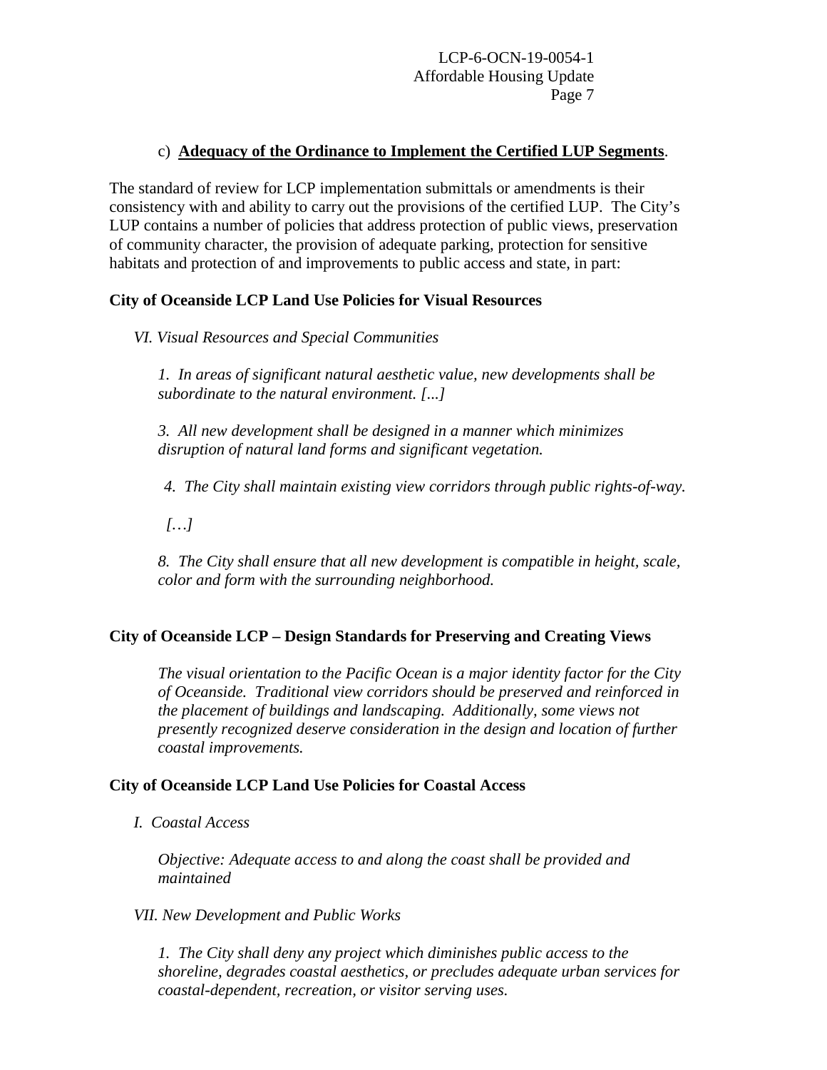c) **Adequacy of the Ordinance to Implement the Certified LUP Segments**.

The standard of review for LCP implementation submittals or amendments is their consistency with and ability to carry out the provisions of the certified LUP. The City's LUP contains a number of policies that address protection of public views, preservation of community character, the provision of adequate parking, protection for sensitive habitats and protection of and improvements to public access and state, in part:

**City of Oceanside LCP Land Use Policies for Visual Resources**

*VI. Visual Resources and Special Communities*

*1. In areas of significant natural aesthetic value, new developments shall be subordinate to the natural environment. [...]*

*3. All new development shall be designed in a manner which minimizes disruption of natural land forms and significant vegetation.*

*4. The City shall maintain existing view corridors through public rights-of-way.*

*[…]*

*8. The City shall ensure that all new development is compatible in height, scale, color and form with the surrounding neighborhood.*

**City of Oceanside LCP – Design Standards for Preserving and Creating Views**

*The visual orientation to the Pacific Ocean is a major identity factor for the City of Oceanside. Traditional view corridors should be preserved and reinforced in the placement of buildings and landscaping. Additionally, some views not presently recognized deserve consideration in the design and location of further coastal improvements.*

**City of Oceanside LCP Land Use Policies for Coastal Access**

*I. Coastal Access*

*Objective: Adequate access to and along the coast shall be provided and maintained*

*VII. New Development and Public Works*

*1. The City shall deny any project which diminishes public access to the shoreline, degrades coastal aesthetics, or precludes adequate urban services for coastal-dependent, recreation, or visitor serving uses.*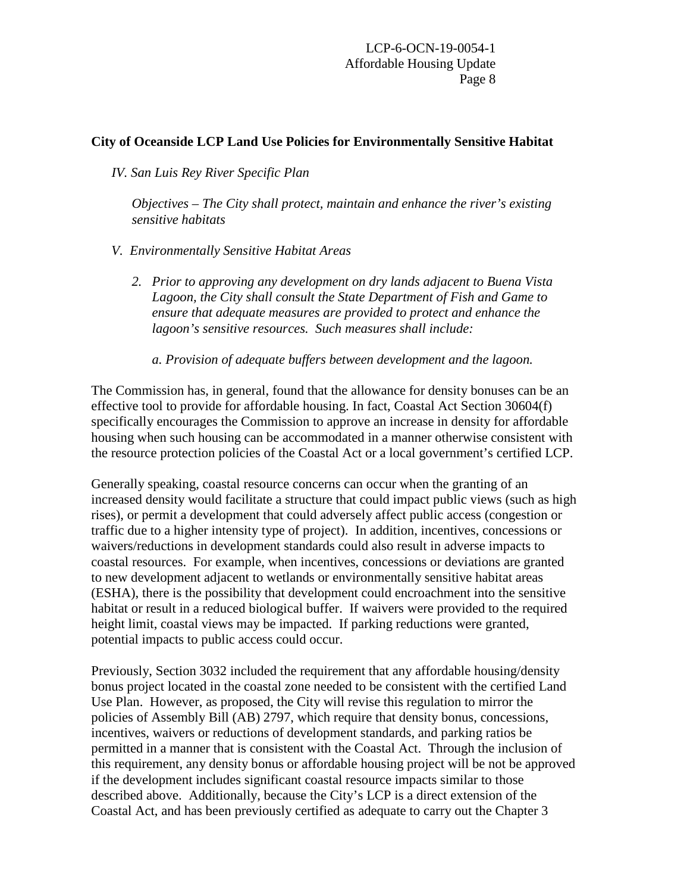**City of Oceanside LCP Land Use Policies for Environmentally Sensitive Habitat**

*IV. San Luis Rey River Specific Plan*

*Objectives – The City shall protect, maintain and enhance the river's existing sensitive habitats*

*V. Environmentally Sensitive Habitat Areas*

*2. Prior to approving any development on dry lands adjacent to Buena Vista Lagoon, the City shall consult the State Department of Fish and Game to ensure that adequate measures are provided to protect and enhance the lagoon's sensitive resources. Such measures shall include:*

*a. Provision of adequate buffers between development and the lagoon.*

The Commission has, in general, found that the allowance for density bonuses can be an effective tool to provide for affordable housing. In fact, Coastal Act Section 30604(f) specifically encourages the Commission to approve an increase in density for affordable housing when such housing can be accommodated in a manner otherwise consistent with the resource protection policies of the Coastal Act or a local government's certified LCP.

Generally speaking, coastal resource concerns can occur when the granting of an increased density would facilitate a structure that could impact public views (such as high rises), or permit a development that could adversely affect public access (congestion or traffic due to a higher intensity type of project). In addition, incentives, concessions or waivers/reductions in development standards could also result in adverse impacts to coastal resources. For example, when incentives, concessions or deviations are granted to new development adjacent to wetlands or environmentally sensitive habitat areas (ESHA), there is the possibility that development could encroachment into the sensitive habitat or result in a reduced biological buffer. If waivers were provided to the required height limit, coastal views may be impacted. If parking reductions were granted, potential impacts to public access could occur.

Previously, Section 3032 included the requirement that any affordable housing/density bonus project located in the coastal zone needed to be consistent with the certified Land Use Plan. However, as proposed, the City will revise this regulation to mirror the policies of Assembly Bill (AB) 2797, which require that density bonus, concessions, incentives, waivers or reductions of development standards, and parking ratios be permitted in a manner that is consistent with the Coastal Act. Through the inclusion of this requirement, any density bonus or affordable housing project will be not be approved if the development includes significant coastal resource impacts similar to those described above. Additionally, because the City's LCP is a direct extension of the Coastal Act, and has been previously certified as adequate to carry out the Chapter 3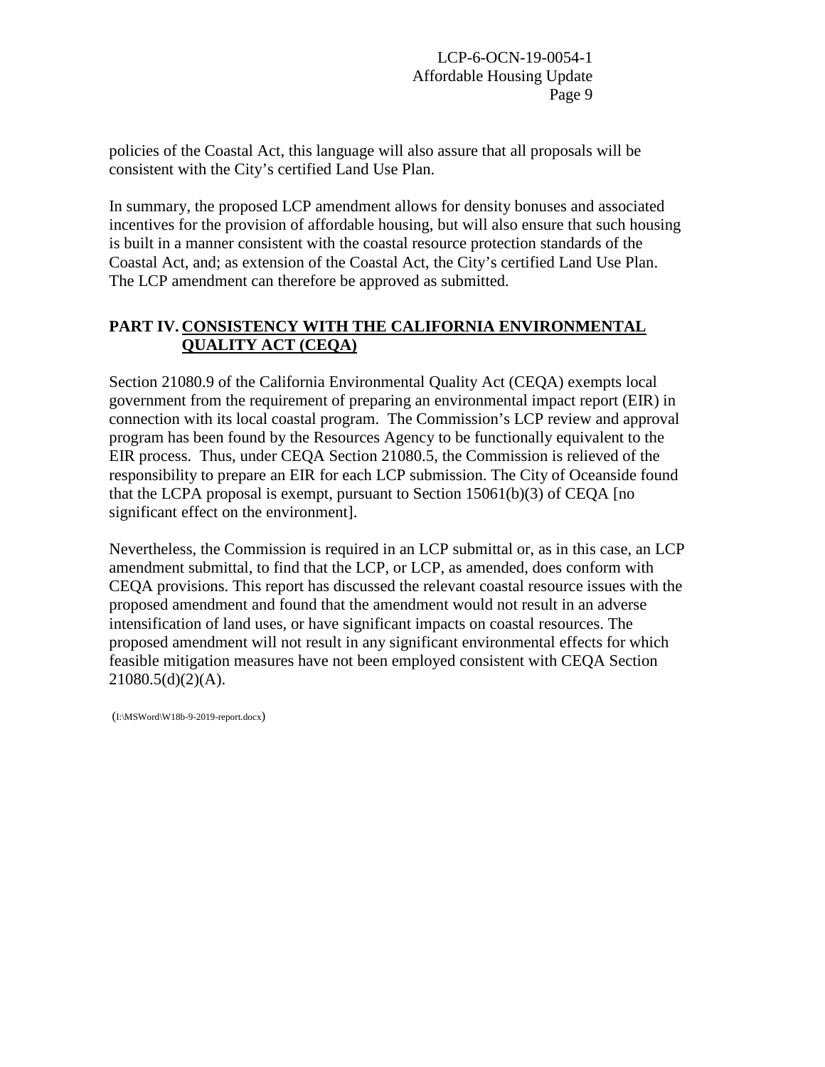policies of the Coastal Act, this language will also assure that all proposals will be consistent with the City's certified Land Use Plan.

In summary, the proposed LCP amendment allows for density bonuses and associated incentives for the provision of affordable housing, but will also ensure that such housing is built in a manner consistent with the coastal resource protection standards of the Coastal Act, and; as extension of the Coastal Act, the City's certified Land Use Plan. The LCP amendment can therefore be approved as submitted.

## PART IV. CONSISTENCY WITH THE CALIFORNIA ENVIRONMENTAL QUALITY ACT (CEQA)

Section 21080.9 of the California Environmental Quality Act (CEQA) exempts local government from the requirement of preparing an environmental impact report (EIR) in connection with its local coastal program. The Commission's LCP review and approval program has been found by the Resources Agency to be functionally equivalent to the EIR process. Thus, under CEQA Section 21080.5, the Commission is relieved of the responsibility to prepare an EIR for each LCP submission. The City of Oceanside found that the LCPA proposal is exempt, pursuant to Section 15061(b)(3) of CEQA [no significant effect on the environment].

Nevertheless, the Commission is required in an LCP submittal or, as in this case, an LCP amendment submittal, to find that the LCP, or LCP, as amended, does conform with CEQA provisions. This report has discussed the relevant coastal resource issues with the proposed amendment and found that the amendment would not result in an adverse intensification of land uses, or have significant impacts on coastal resources. The proposed amendment will not result in any significant environmental effects for which feasible mitigation measures have not been employed consistent with CEQA Section 21080.5(d)(2)(A).

(I:\MSWord\W18b-9-2019-report.docx)